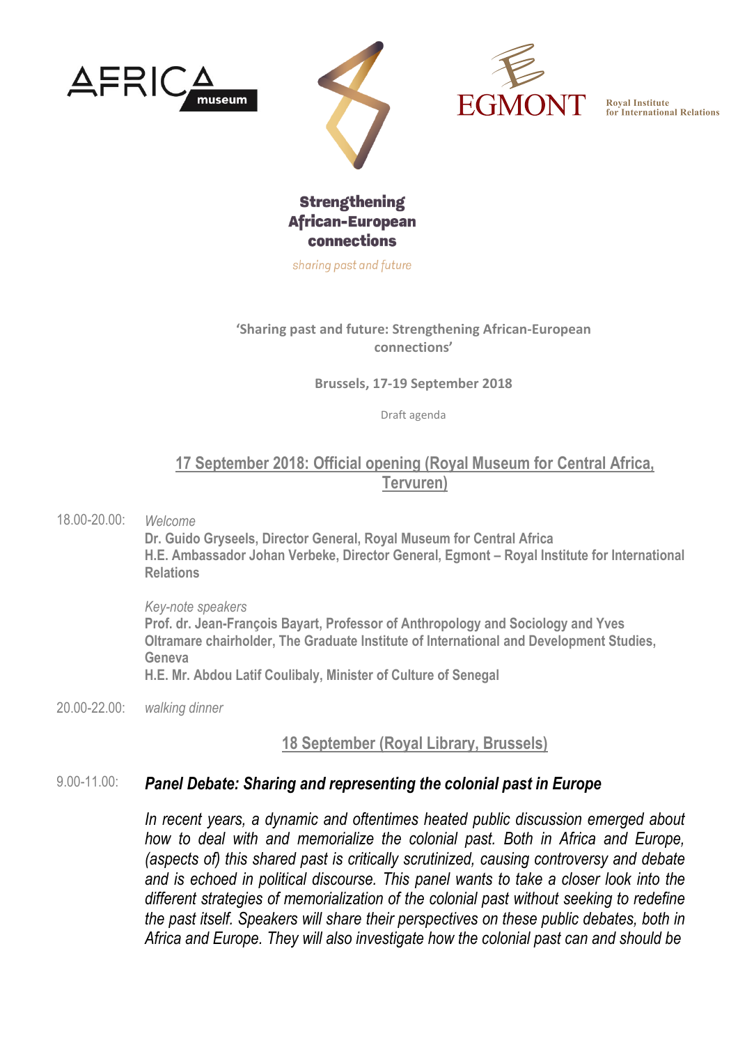AFRICA museum

EGMONT Royal Institute for International Relations

**Strengthening African-European connections**

*sharing past and future*

**'Sharing past and future: Strengthening African-European connections'**

**Brussels, 17-19 September 2018**

Draft agenda

## 17 September 2018: Official opening (Royal Museum for Central Africa, Tervuren)

18.00-20.00: *Welcome*

**Dr. Guido Gryseels, Director General, Royal Museum for Central Africa**
**H.E. Ambassador Johan Verbeke, Director General, Egmont – Royal Institute for International Relations**

*Key-note speakers*

**Prof. dr. Jean-François Bayart, Professor of Anthropology and Sociology and Yves Oltramare chairholder, The Graduate Institute of International and Development Studies, Geneva**
**H.E. Mr. Abdou Latif Coulibaly, Minister of Culture of Senegal**

20.00-22.00: *walking dinner*

## 18 September (Royal Library, Brussels)

9.00-11.00: ***Panel Debate: Sharing and representing the colonial past in Europe***

*In recent years, a dynamic and oftentimes heated public discussion emerged about how to deal with and memorialize the colonial past. Both in Africa and Europe, (aspects of) this shared past is critically scrutinized, causing controversy and debate and is echoed in political discourse. This panel wants to take a closer look into the different strategies of memorialization of the colonial past without seeking to redefine the past itself. Speakers will share their perspectives on these public debates, both in Africa and Europe. They will also investigate how the colonial past can and should be*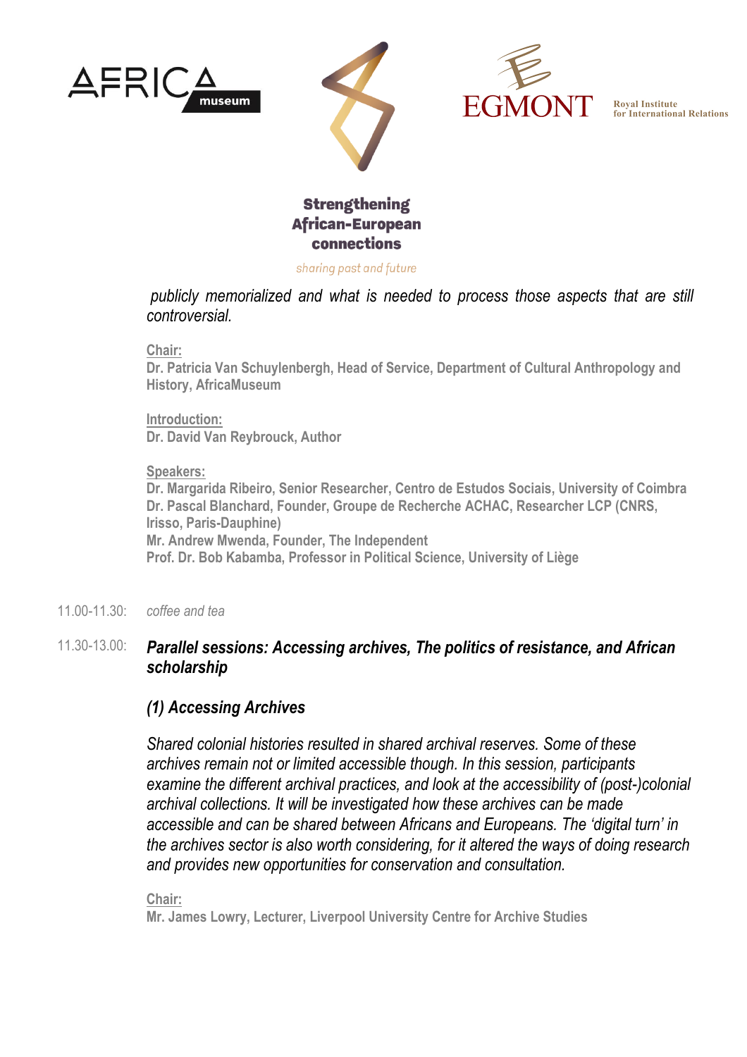*publicly memorialized and what is needed to process those aspects that are still controversial.*

**Chair:**
**Dr. Patricia Van Schuylenbergh, Head of Service, Department of Cultural Anthropology and History, AfricaMuseum**

**Introduction:**
**Dr. David Van Reybrouck, Author**

**Speakers:**
**Dr. Margarida Ribeiro, Senior Researcher, Centro de Estudos Sociais, University of Coimbra**
**Dr. Pascal Blanchard, Founder, Groupe de Recherche ACHAC, Researcher LCP (CNRS, Irisso, Paris-Dauphine)**
**Mr. Andrew Mwenda, Founder, The Independent**
**Prof. Dr. Bob Kabamba, Professor in Political Science, University of Liège**

11.00-11.30: *coffee and tea*

11.30-13.00: ***Parallel sessions: Accessing archives, The politics of resistance, and African scholarship***

## *(1) Accessing Archives*

*Shared colonial histories resulted in shared archival reserves. Some of these archives remain not or limited accessible though. In this session, participants examine the different archival practices, and look at the accessibility of (post-)colonial archival collections. It will be investigated how these archives can be made accessible and can be shared between Africans and Europeans. The 'digital turn' in the archives sector is also worth considering, for it altered the ways of doing research and provides new opportunities for conservation and consultation.*

**Chair:**
**Mr. James Lowry, Lecturer, Liverpool University Centre for Archive Studies**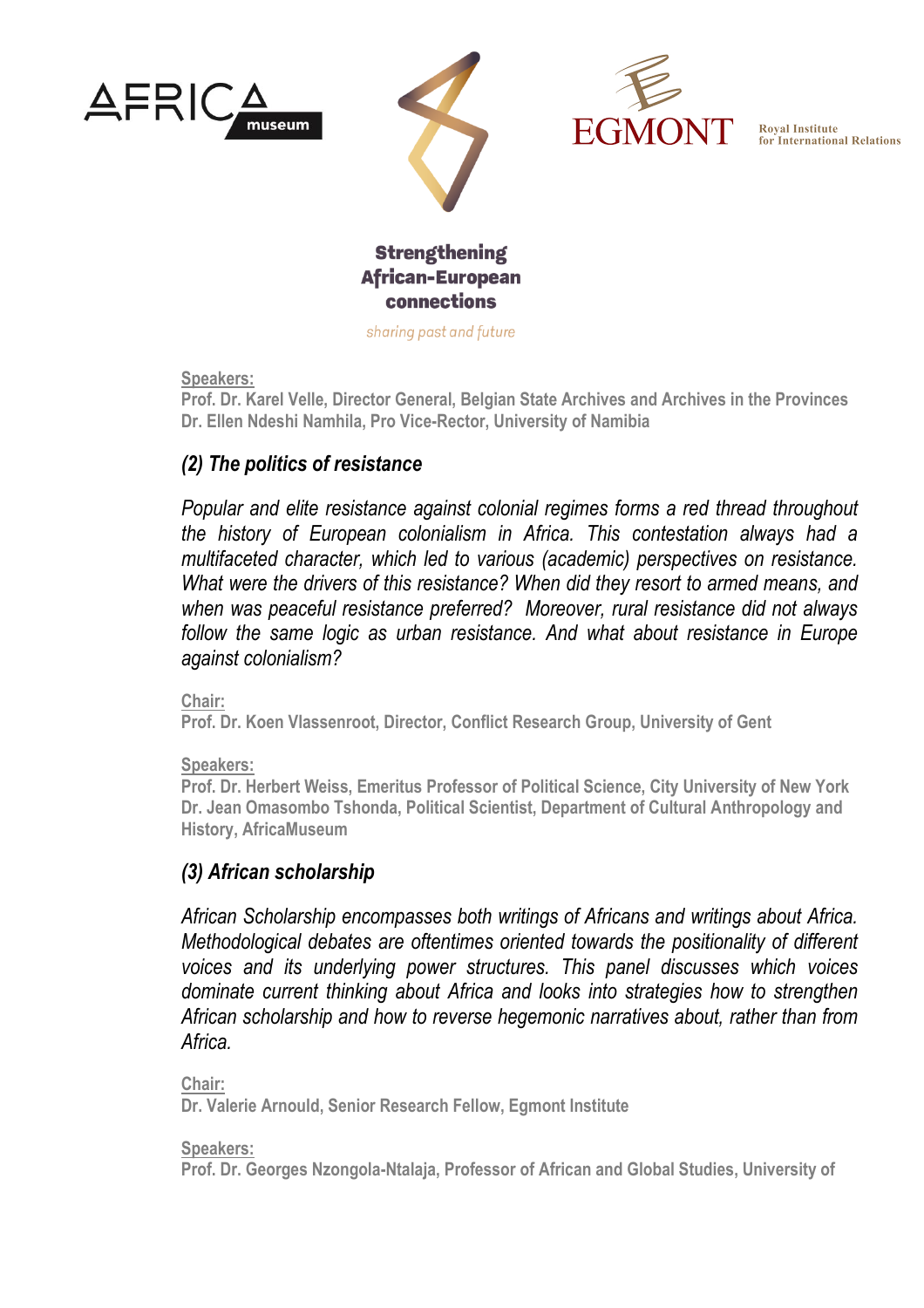**Speakers:**
**Prof. Dr. Karel Velle, Director General, Belgian State Archives and Archives in the Provinces**
**Dr. Ellen Ndeshi Namhila, Pro Vice-Rector, University of Namibia**

## *(2) The politics of resistance*

*Popular and elite resistance against colonial regimes forms a red thread throughout the history of European colonialism in Africa. This contestation always had a multifaceted character, which led to various (academic) perspectives on resistance. What were the drivers of this resistance? When did they resort to armed means, and when was peaceful resistance preferred? Moreover, rural resistance did not always follow the same logic as urban resistance. And what about resistance in Europe against colonialism?*

**Chair:**
**Prof. Dr. Koen Vlassenroot, Director, Conflict Research Group, University of Gent**

**Speakers:**
**Prof. Dr. Herbert Weiss, Emeritus Professor of Political Science, City University of New York**
**Dr. Jean Omasombo Tshonda, Political Scientist, Department of Cultural Anthropology and History, AfricaMuseum**

## *(3) African scholarship*

*African Scholarship encompasses both writings of Africans and writings about Africa. Methodological debates are oftentimes oriented towards the positionality of different voices and its underlying power structures. This panel discusses which voices dominate current thinking about Africa and looks into strategies how to strengthen African scholarship and how to reverse hegemonic narratives about, rather than from Africa.*

**Chair:**
**Dr. Valerie Arnould, Senior Research Fellow, Egmont Institute**

**Speakers:**
**Prof. Dr. Georges Nzongola-Ntalaja, Professor of African and Global Studies, University of**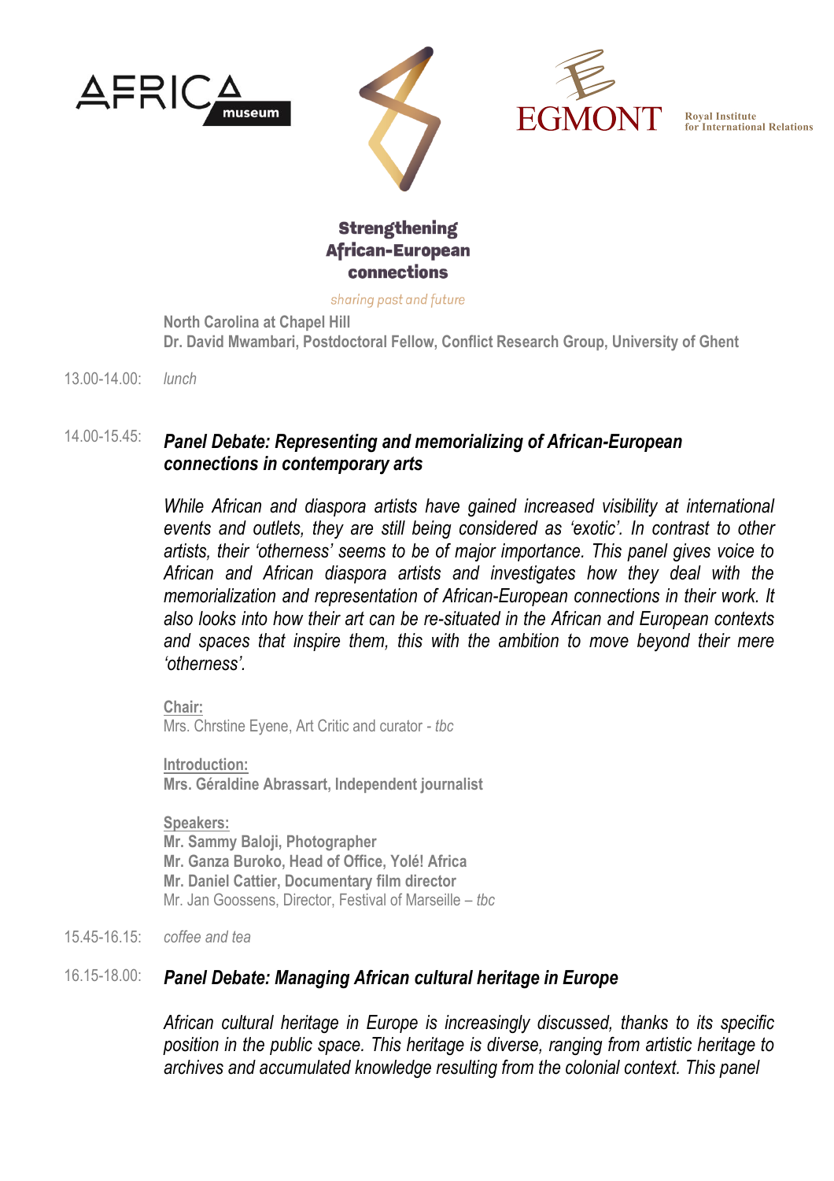**Strengthening African-European connections**

*sharing past and future*

**North Carolina at Chapel Hill**
**Dr. David Mwambari, Postdoctoral Fellow, Conflict Research Group, University of Ghent**

13.00-14.00: *lunch*

14.00-15.45: ***Panel Debate: Representing and memorializing of African-European connections in contemporary arts***

*While African and diaspora artists have gained increased visibility at international events and outlets, they are still being considered as 'exotic'. In contrast to other artists, their 'otherness' seems to be of major importance. This panel gives voice to African and African diaspora artists and investigates how they deal with the memorialization and representation of African-European connections in their work. It also looks into how their art can be re-situated in the African and European contexts and spaces that inspire them, this with the ambition to move beyond their mere 'otherness'.*

Chair:
Mrs. Chrstine Eyene, Art Critic and curator - *tbc*

Introduction:
**Mrs. Géraldine Abrassart, Independent journalist**

Speakers:
**Mr. Sammy Baloji, Photographer**
**Mr. Ganza Buroko, Head of Office, Yolé! Africa**
**Mr. Daniel Cattier, Documentary film director**
Mr. Jan Goossens, Director, Festival of Marseille – *tbc*

15.45-16.15: *coffee and tea*

16.15-18.00: ***Panel Debate: Managing African cultural heritage in Europe***

*African cultural heritage in Europe is increasingly discussed, thanks to its specific position in the public space. This heritage is diverse, ranging from artistic heritage to archives and accumulated knowledge resulting from the colonial context. This panel*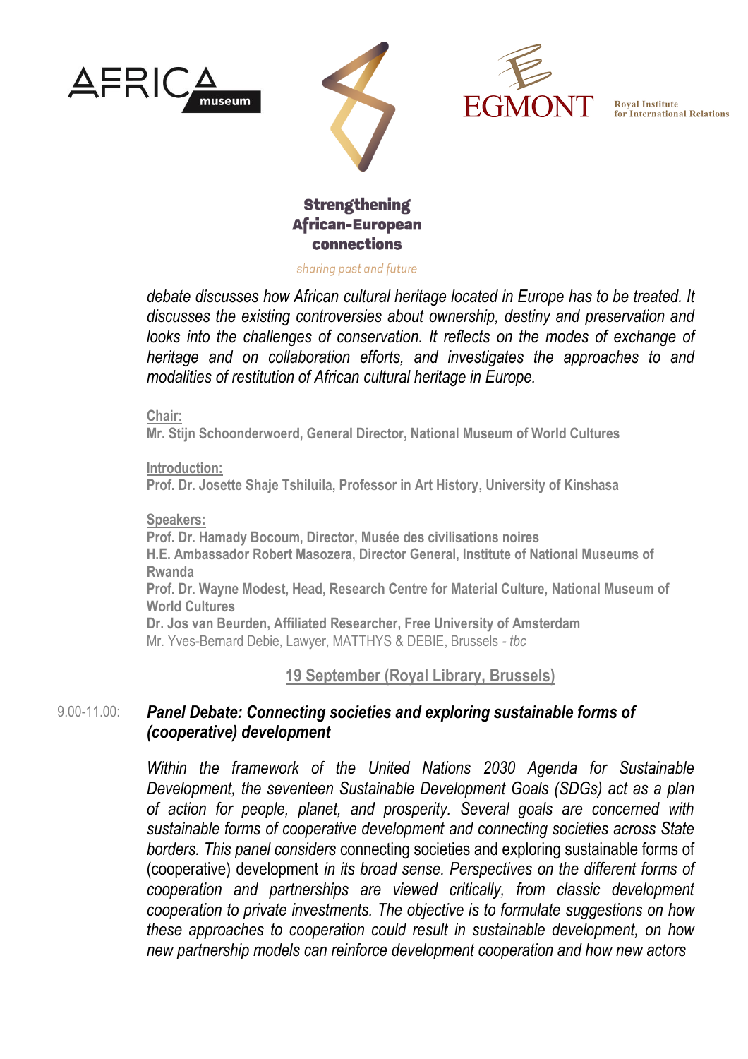*debate discusses how African cultural heritage located in Europe has to be treated. It discusses the existing controversies about ownership, destiny and preservation and looks into the challenges of conservation. It reflects on the modes of exchange of heritage and on collaboration efforts, and investigates the approaches to and modalities of restitution of African cultural heritage in Europe.*

**Chair:**
**Mr. Stijn Schoonderwoerd, General Director, National Museum of World Cultures**

**Introduction:**
**Prof. Dr. Josette Shaje Tshiluila, Professor in Art History, University of Kinshasa**

**Speakers:**
**Prof. Dr. Hamady Bocoum, Director, Musée des civilisations noires**
**H.E. Ambassador Robert Masozera, Director General, Institute of National Museums of Rwanda**
**Prof. Dr. Wayne Modest, Head, Research Centre for Material Culture, National Museum of World Cultures**
**Dr. Jos van Beurden, Affiliated Researcher, Free University of Amsterdam**
Mr. Yves-Bernard Debie, Lawyer, MATTHYS & DEBIE, Brussels - *tbc*

## 19 September (Royal Library, Brussels)

9.00-11.00: ***Panel Debate: Connecting societies and exploring sustainable forms of (cooperative) development***

*Within the framework of the United Nations 2030 Agenda for Sustainable Development, the seventeen Sustainable Development Goals (SDGs) act as a plan of action for people, planet, and prosperity. Several goals are concerned with sustainable forms of cooperative development and connecting societies across State borders. This panel considers* connecting societies and exploring sustainable forms of (cooperative) development *in its broad sense. Perspectives on the different forms of cooperation and partnerships are viewed critically, from classic development cooperation to private investments. The objective is to formulate suggestions on how these approaches to cooperation could result in sustainable development, on how new partnership models can reinforce development cooperation and how new actors*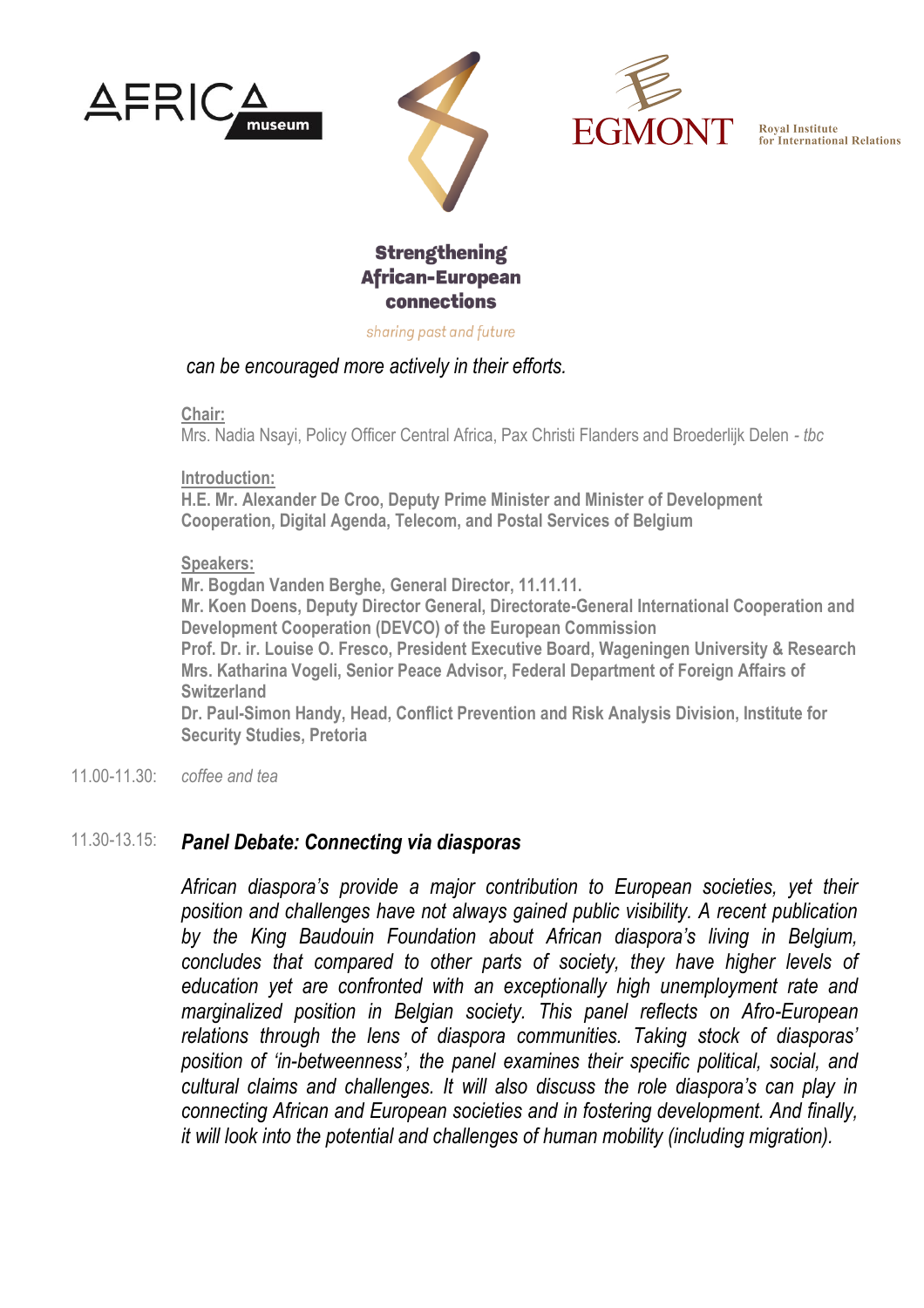**Strengthening African-European connections**

*sharing past and future*

*can be encouraged more actively in their efforts.*

**Chair:**
Mrs. Nadia Nsayi, Policy Officer Central Africa, Pax Christi Flanders and Broederlijk Delen - *tbc*

**Introduction:**
**H.E. Mr. Alexander De Croo, Deputy Prime Minister and Minister of Development Cooperation, Digital Agenda, Telecom, and Postal Services of Belgium**

**Speakers:**
**Mr. Bogdan Vanden Berghe, General Director, 11.11.11.**
**Mr. Koen Doens, Deputy Director General, Directorate-General International Cooperation and Development Cooperation (DEVCO) of the European Commission**
**Prof. Dr. ir. Louise O. Fresco, President Executive Board, Wageningen University & Research**
**Mrs. Katharina Vogeli, Senior Peace Advisor, Federal Department of Foreign Affairs of Switzerland**
**Dr. Paul-Simon Handy, Head, Conflict Prevention and Risk Analysis Division, Institute for Security Studies, Pretoria**

11.00-11.30: *coffee and tea*

11.30-13.15: ***Panel Debate: Connecting via diasporas***

*African diaspora's provide a major contribution to European societies, yet their position and challenges have not always gained public visibility. A recent publication by the King Baudouin Foundation about African diaspora's living in Belgium, concludes that compared to other parts of society, they have higher levels of education yet are confronted with an exceptionally high unemployment rate and marginalized position in Belgian society. This panel reflects on Afro-European relations through the lens of diaspora communities. Taking stock of diasporas' position of 'in-betweenness', the panel examines their specific political, social, and cultural claims and challenges. It will also discuss the role diaspora's can play in connecting African and European societies and in fostering development. And finally, it will look into the potential and challenges of human mobility (including migration).*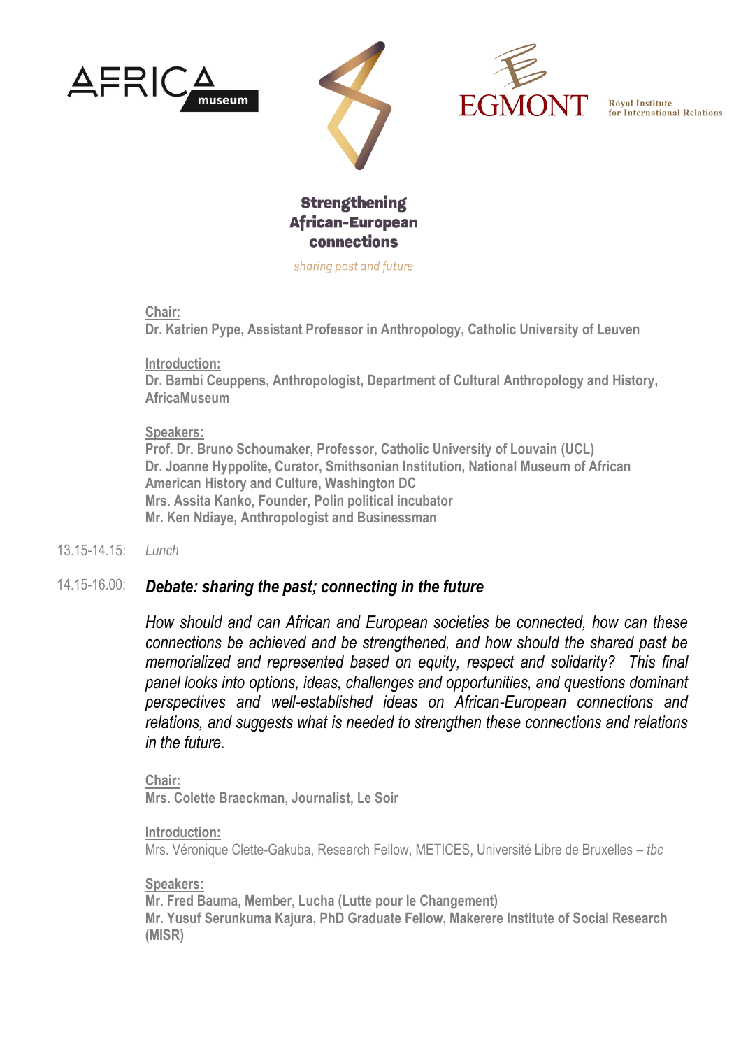**Strengthening African-European connections**

*sharing past and future*

**Chair:**
**Dr. Katrien Pype, Assistant Professor in Anthropology, Catholic University of Leuven**

**Introduction:**
**Dr. Bambi Ceuppens, Anthropologist, Department of Cultural Anthropology and History, AfricaMuseum**

**Speakers:**
**Prof. Dr. Bruno Schoumaker, Professor, Catholic University of Louvain (UCL)**
**Dr. Joanne Hyppolite, Curator, Smithsonian Institution, National Museum of African American History and Culture, Washington DC**
**Mrs. Assita Kanko, Founder, Polin political incubator**
**Mr. Ken Ndiaye, Anthropologist and Businessman**

13.15-14.15: *Lunch*

14.15-16.00: ***Debate: sharing the past; connecting in the future***

*How should and can African and European societies be connected, how can these connections be achieved and be strengthened, and how should the shared past be memorialized and represented based on equity, respect and solidarity? This final panel looks into options, ideas, challenges and opportunities, and questions dominant perspectives and well-established ideas on African-European connections and relations, and suggests what is needed to strengthen these connections and relations in the future.*

**Chair:**
**Mrs. Colette Braeckman, Journalist, Le Soir**

**Introduction:**
Mrs. Véronique Clette-Gakuba, Research Fellow, METICES, Université Libre de Bruxelles – *tbc*

**Speakers:**
**Mr. Fred Bauma, Member, Lucha (Lutte pour le Changement)**
**Mr. Yusuf Serunkuma Kajura, PhD Graduate Fellow, Makerere Institute of Social Research (MISR)**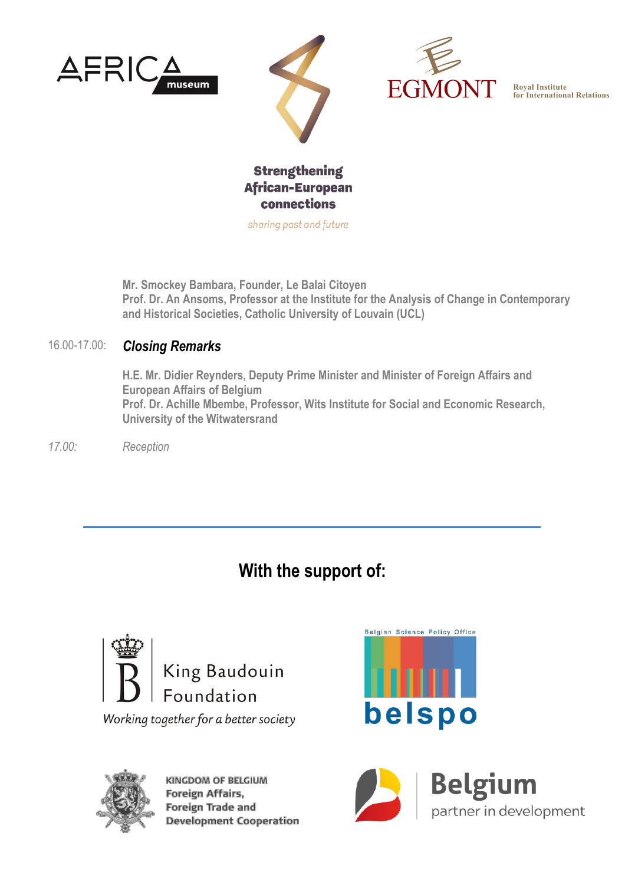Strengthening African-European connections

*sharing past and future*

**Mr. Smockey Bambara, Founder, Le Balai Citoyen**
**Prof. Dr. An Ansoms, Professor at the Institute for the Analysis of Change in Contemporary and Historical Societies, Catholic University of Louvain (UCL)**

16.00-17.00: ***Closing Remarks***

**H.E. Mr. Didier Reynders, Deputy Prime Minister and Minister of Foreign Affairs and European Affairs of Belgium**
**Prof. Dr. Achille Mbembe, Professor, Wits Institute for Social and Economic Research, University of the Witwatersrand**

*17.00:* *Reception*

---

## With the support of:

King Baudouin Foundation
*Working together for a better society*

Belgian Science Policy Office
belspo

KINGDOM OF BELGIUM
Foreign Affairs,
Foreign Trade and
Development Cooperation

Belgium
partner in development